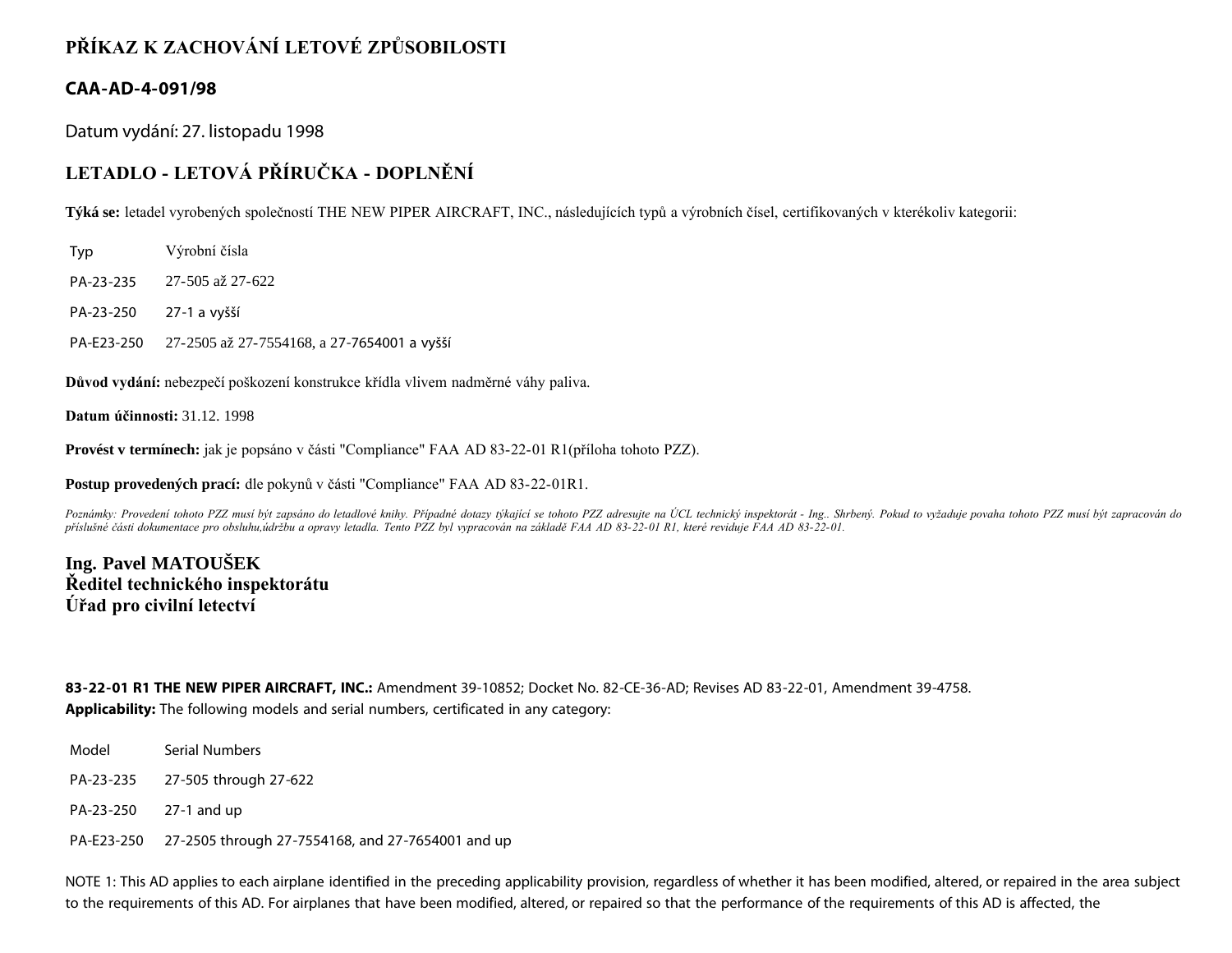# PŘÍKAZ K ZACHOVÁNÍ LETOVÉ ZPŮSOBILOSTI

## CAA-AD-4-091/98

Datum vydání: 27. listopadu 1998

## LETADLO - LETOVÁ PŘÍRUČKA - DOPLNĚNÍ

**Týká se:** letadel vyrobených společností THE NEW PIPER AIRCRAFT, INC., následujících typů a výrobních čísel, certifikovaných v kterékoliv kategorii:

| Typ | Výrobní čísla |
|---|---|
| PA-23-235 | 27-505 až 27-622 |
| PA-23-250 | 27-1 a vyšší |
| PA-E23-250 | 27-2505 až 27-7554168, a 27-7654001 a vyšší |

**Důvod vydání:** nebezpečí poškození konstrukce křídla vlivem nadměrné váhy paliva.

**Datum účinnosti:** 31.12. 1998

**Provést v termínech:** jak je popsáno v části "Compliance" FAA AD 83-22-01 R1(příloha tohoto PZZ).

**Postup provedených prací:** dle pokynů v části "Compliance" FAA AD 83-22-01R1.

*Poznámky: Provedení tohoto PZZ musí být zapsáno do letadlové knihy. Případné dotazy týkající se tohoto PZZ adresujte na ÚCL technický inspektorát - Ing.. Shrbený. Pokud to vyžaduje povaha tohoto PZZ musí být zapracován do příslušné části dokumentace pro obsluhu,údržbu a opravy letadla. Tento PZZ byl vypracován na základě FAA AD 83-22-01 R1, které reviduje FAA AD 83-22-01.*

**Ing. Pavel MATOUŠEK**
**Ředitel technického inspektorátu**
**Úřad pro civilní letectví**

**83-22-01 R1 THE NEW PIPER AIRCRAFT, INC.:** Amendment 39-10852; Docket No. 82-CE-36-AD; Revises AD 83-22-01, Amendment 39-4758.
**Applicability:** The following models and serial numbers, certificated in any category:

| Model | Serial Numbers |
|---|---|
| PA-23-235 | 27-505 through 27-622 |
| PA-23-250 | 27-1 and up |
| PA-E23-250 | 27-2505 through 27-7554168, and 27-7654001 and up |

NOTE 1: This AD applies to each airplane identified in the preceding applicability provision, regardless of whether it has been modified, altered, or repaired in the area subject to the requirements of this AD. For airplanes that have been modified, altered, or repaired so that the performance of the requirements of this AD is affected, the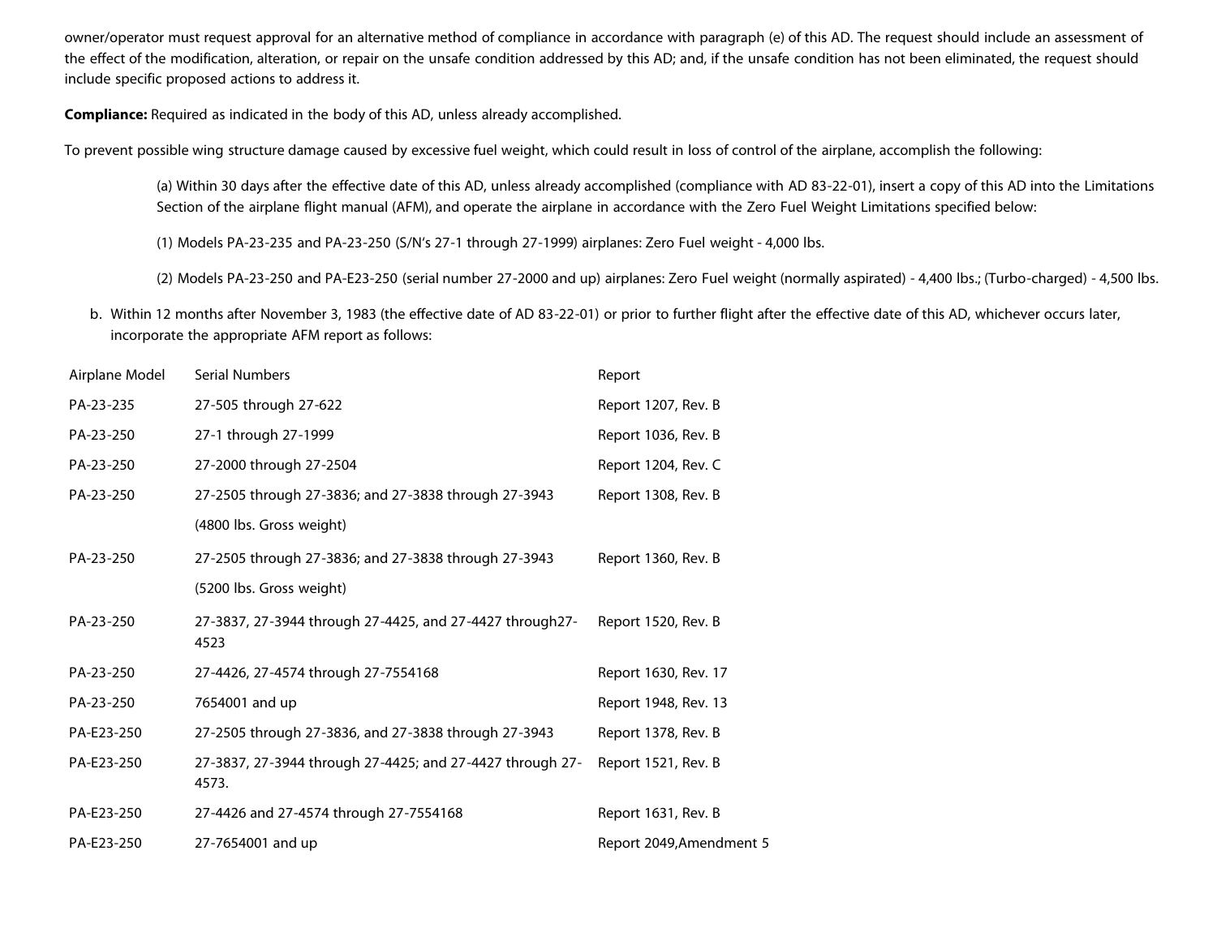owner/operator must request approval for an alternative method of compliance in accordance with paragraph (e) of this AD. The request should include an assessment of the effect of the modification, alteration, or repair on the unsafe condition addressed by this AD; and, if the unsafe condition has not been eliminated, the request should include specific proposed actions to address it.

**Compliance:** Required as indicated in the body of this AD, unless already accomplished.

To prevent possible wing structure damage caused by excessive fuel weight, which could result in loss of control of the airplane, accomplish the following:

(a) Within 30 days after the effective date of this AD, unless already accomplished (compliance with AD 83-22-01), insert a copy of this AD into the Limitations Section of the airplane flight manual (AFM), and operate the airplane in accordance with the Zero Fuel Weight Limitations specified below:

(1) Models PA-23-235 and PA-23-250 (S/N's 27-1 through 27-1999) airplanes: Zero Fuel weight - 4,000 lbs.

(2) Models PA-23-250 and PA-E23-250 (serial number 27-2000 and up) airplanes: Zero Fuel weight (normally aspirated) - 4,400 lbs.; (Turbo-charged) - 4,500 lbs.

b. Within 12 months after November 3, 1983 (the effective date of AD 83-22-01) or prior to further flight after the effective date of this AD, whichever occurs later, incorporate the appropriate AFM report as follows:

| Airplane Model | Serial Numbers | Report |
|---|---|---|
| PA-23-235 | 27-505 through 27-622 | Report 1207, Rev. B |
| PA-23-250 | 27-1 through 27-1999 | Report 1036, Rev. B |
| PA-23-250 | 27-2000 through 27-2504 | Report 1204, Rev. C |
| PA-23-250 | 27-2505 through 27-3836; and 27-3838 through 27-3943 (4800 lbs. Gross weight) | Report 1308, Rev. B |
| PA-23-250 | 27-2505 through 27-3836; and 27-3838 through 27-3943 (5200 lbs. Gross weight) | Report 1360, Rev. B |
| PA-23-250 | 27-3837, 27-3944 through 27-4425, and 27-4427 through27-4523 | Report 1520, Rev. B |
| PA-23-250 | 27-4426, 27-4574 through 27-7554168 | Report 1630, Rev. 17 |
| PA-23-250 | 7654001 and up | Report 1948, Rev. 13 |
| PA-E23-250 | 27-2505 through 27-3836, and 27-3838 through 27-3943 | Report 1378, Rev. B |
| PA-E23-250 | 27-3837, 27-3944 through 27-4425; and 27-4427 through 27-4573. | Report 1521, Rev. B |
| PA-E23-250 | 27-4426 and 27-4574 through 27-7554168 | Report 1631, Rev. B |
| PA-E23-250 | 27-7654001 and up | Report 2049,Amendment 5 |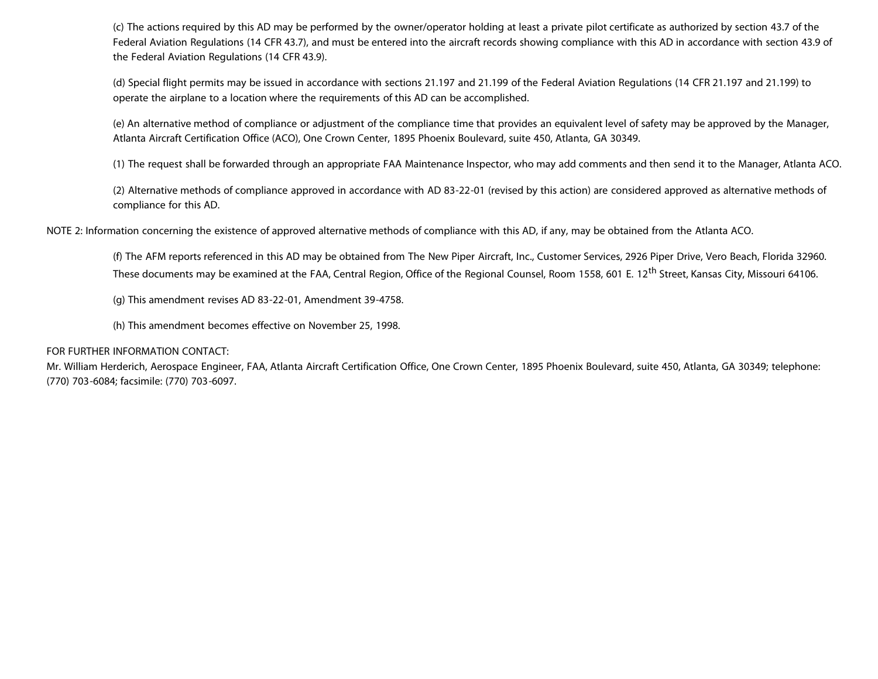(c) The actions required by this AD may be performed by the owner/operator holding at least a private pilot certificate as authorized by section 43.7 of the Federal Aviation Regulations (14 CFR 43.7), and must be entered into the aircraft records showing compliance with this AD in accordance with section 43.9 of the Federal Aviation Regulations (14 CFR 43.9).

(d) Special flight permits may be issued in accordance with sections 21.197 and 21.199 of the Federal Aviation Regulations (14 CFR 21.197 and 21.199) to operate the airplane to a location where the requirements of this AD can be accomplished.

(e) An alternative method of compliance or adjustment of the compliance time that provides an equivalent level of safety may be approved by the Manager, Atlanta Aircraft Certification Office (ACO), One Crown Center, 1895 Phoenix Boulevard, suite 450, Atlanta, GA 30349.

(1) The request shall be forwarded through an appropriate FAA Maintenance Inspector, who may add comments and then send it to the Manager, Atlanta ACO.

(2) Alternative methods of compliance approved in accordance with AD 83-22-01 (revised by this action) are considered approved as alternative methods of compliance for this AD.

NOTE 2: Information concerning the existence of approved alternative methods of compliance with this AD, if any, may be obtained from the Atlanta ACO.

(f) The AFM reports referenced in this AD may be obtained from The New Piper Aircraft, Inc., Customer Services, 2926 Piper Drive, Vero Beach, Florida 32960. These documents may be examined at the FAA, Central Region, Office of the Regional Counsel, Room 1558, 601 E. 12th Street, Kansas City, Missouri 64106.

(g) This amendment revises AD 83-22-01, Amendment 39-4758.

(h) This amendment becomes effective on November 25, 1998.

FOR FURTHER INFORMATION CONTACT:
Mr. William Herderich, Aerospace Engineer, FAA, Atlanta Aircraft Certification Office, One Crown Center, 1895 Phoenix Boulevard, suite 450, Atlanta, GA 30349; telephone: (770) 703-6084; facsimile: (770) 703-6097.